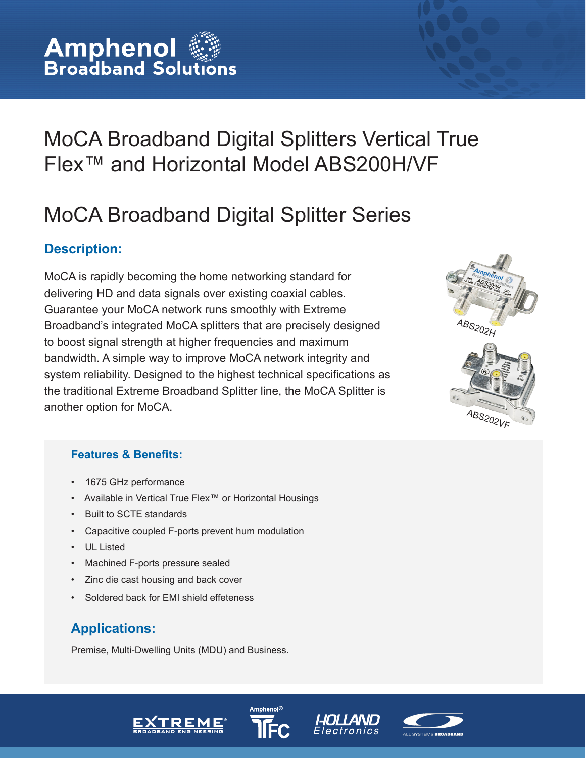# MoCA Broadband Digital Splitters Vertical True Flex™ and Horizontal Model ABS200H/VF

## MoCA Broadband Digital Splitter Series

### Description:

MoCA is rapidly becoming the home networking standard for delivering HD and data signals over existing coaxial cables. Guarantee your MoCA network runs smoothly with Extreme Broadband's integrated MoCA splitters that are precisely designed to boost signal strength at higher frequencies and maximum bandwidth. A simple way to improve MoCA network integrity and system reliability. Designed to the highest technical specifications as the traditional Extreme Broadband Splitter line, the MoCA Splitter is another option for MoCA.

ABS202H

ABS202VF

### Features & Benefits:

- 1675 GHz performance
- Available in Vertical True Flex™ or Horizontal Housings
- Built to SCTE standards
- Capacitive coupled F-ports prevent hum modulation
- UL Listed
- Machined F-ports pressure sealed
- Zinc die cast housing and back cover
- Soldered back for EMI shield effeteness

### Applications:

Premise, Multi-Dwelling Units (MDU) and Business.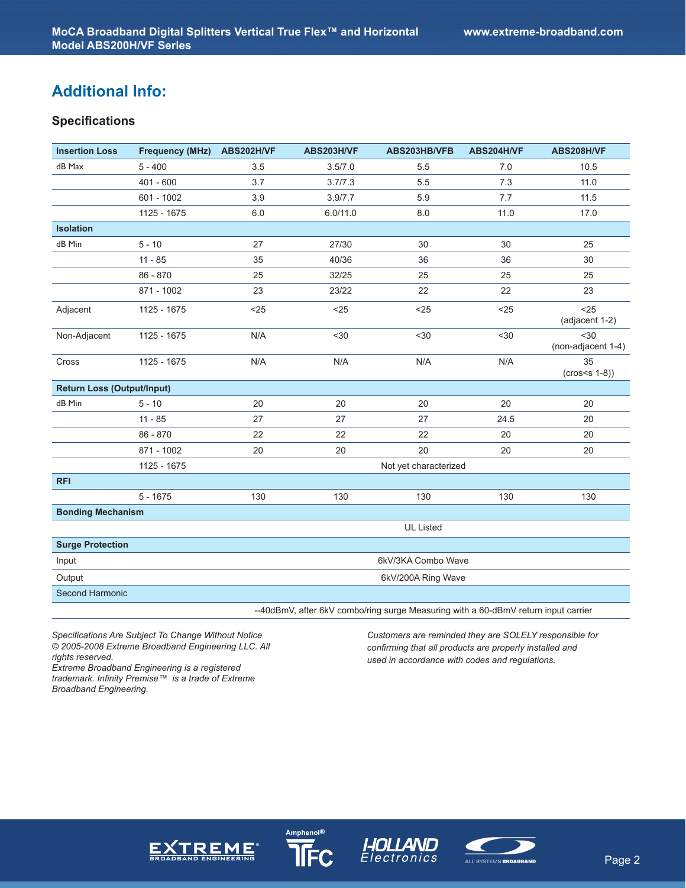## Additional Info:

### Specifications

| Insertion Loss | Frequency (MHz) | ABS202H/VF | ABS203H/VF | ABS203HB/VFB | ABS204H/VF | ABS208H/VF |
|---|---|---|---|---|---|---|
| dB Max | 5 - 400 | 3.5 | 3.5/7.0 | 5.5 | 7.0 | 10.5 |
| | 401 - 600 | 3.7 | 3.7/7.3 | 5.5 | 7.3 | 11.0 |
| | 601 - 1002 | 3.9 | 3.9/7.7 | 5.9 | 7.7 | 11.5 |
| | 1125 - 1675 | 6.0 | 6.0/11.0 | 8.0 | 11.0 | 17.0 |
| **Isolation** | | | | | | |
| dB Min | 5 - 10 | 27 | 27/30 | 30 | 30 | 25 |
| | 11 - 85 | 35 | 40/36 | 36 | 36 | 30 |
| | 86 - 870 | 25 | 32/25 | 25 | 25 | 25 |
| | 871 - 1002 | 23 | 23/22 | 22 | 22 | 23 |
| Adjacent | 1125 - 1675 | <25 | <25 | <25 | <25 | <25 (adjacent 1-2) |
| Non-Adjacent | 1125 - 1675 | N/A | <30 | <30 | <30 | <30 (non-adjacent 1-4) |
| Cross | 1125 - 1675 | N/A | N/A | N/A | N/A | 35 (cros<s 1-8)) |
| **Return Loss (Output/Input)** | | | | | | |
| dB Min | 5 - 10 | 20 | 20 | 20 | 20 | 20 |
| | 11 - 85 | 27 | 27 | 27 | 24.5 | 20 |
| | 86 - 870 | 22 | 22 | 22 | 20 | 20 |
| | 871 - 1002 | 20 | 20 | 20 | 20 | 20 |
| | 1125 - 1675 | Not yet characterized | | | | |
| **RFI** | | | | | | |
| | 5 - 1675 | 130 | 130 | 130 | 130 | 130 |
| **Bonding Mechanism** | | | | | | |
| | | UL Listed | | | | |
| **Surge Protection** | | | | | | |
| Input | | 6kV/3KA Combo Wave | | | | |
| Output | | 6kV/200A Ring Wave | | | | |
| Second Harmonic | | | | | | |
| | | --40dBmV, after 6kV combo/ring surge Measuring with a 60-dBmV return input carrier | | | | |

*Specifications Are Subject To Change Without Notice*
*© 2005-2008 Extreme Broadband Engineering LLC. All rights reserved.*
*Extreme Broadband Engineering is a registered trademark. Infinity Premise™ is a trade of Extreme Broadband Engineering.*

*Customers are reminded they are SOLELY responsible for confirming that all products are properly installed and used in accordance with codes and regulations.*